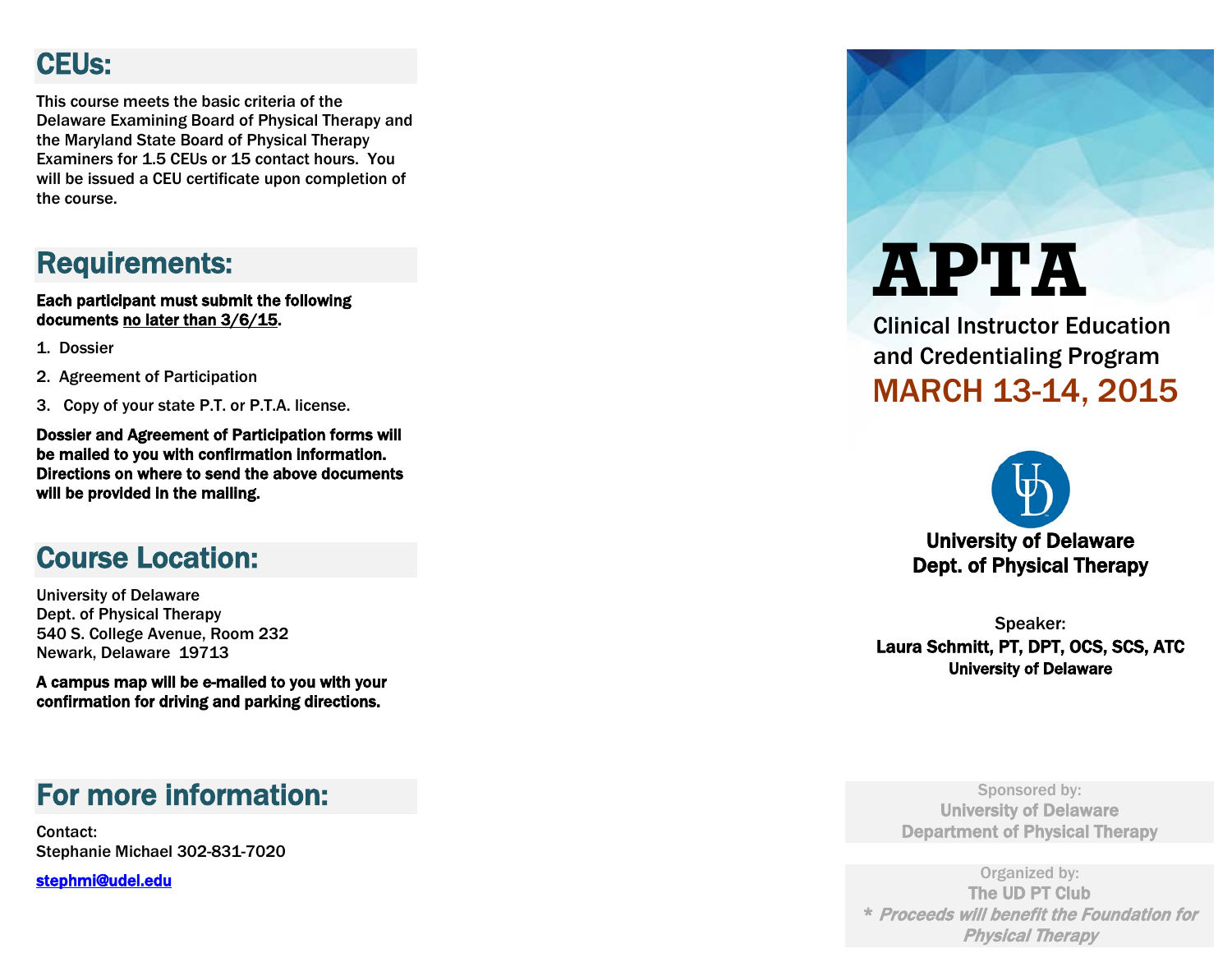## CEUs:

This course meets the basic criteria of the Delaware Examining Board of Physical Therapy and the Maryland State Board of Physical Therapy Examiners for 1.5 CEUs or 15 contact hours. You will be issued a CEU certificate upon completion of the course.

## Requirements:

**Each participant must submit the following documents no later than 3/6/15.**

1. Dossier
2. Agreement of Participation
3. Copy of your state P.T. or P.T.A. license.

**Dossier and Agreement of Participation forms will be mailed to you with confirmation information. Directions on where to send the above documents will be provided in the mailing.**

## Course Location:

University of Delaware
Dept. of Physical Therapy
540 S. College Avenue, Room 232
Newark, Delaware 19713

**A campus map will be e-mailed to you with your confirmation for driving and parking directions.**

## For more information:

Contact:
Stephanie Michael 302-831-7020

stephmi@udel.edu

# APTA

Clinical Instructor Education and Credentialing Program

MARCH 13-14, 2015

**University of Delaware**
**Dept. of Physical Therapy**

Speaker:
**Laura Schmitt, PT, DPT, OCS, SCS, ATC**
**University of Delaware**

Sponsored by:
**University of Delaware**
**Department of Physical Therapy**

Organized by:
**The UD PT Club**
***\* Proceeds will benefit the Foundation for Physical Therapy***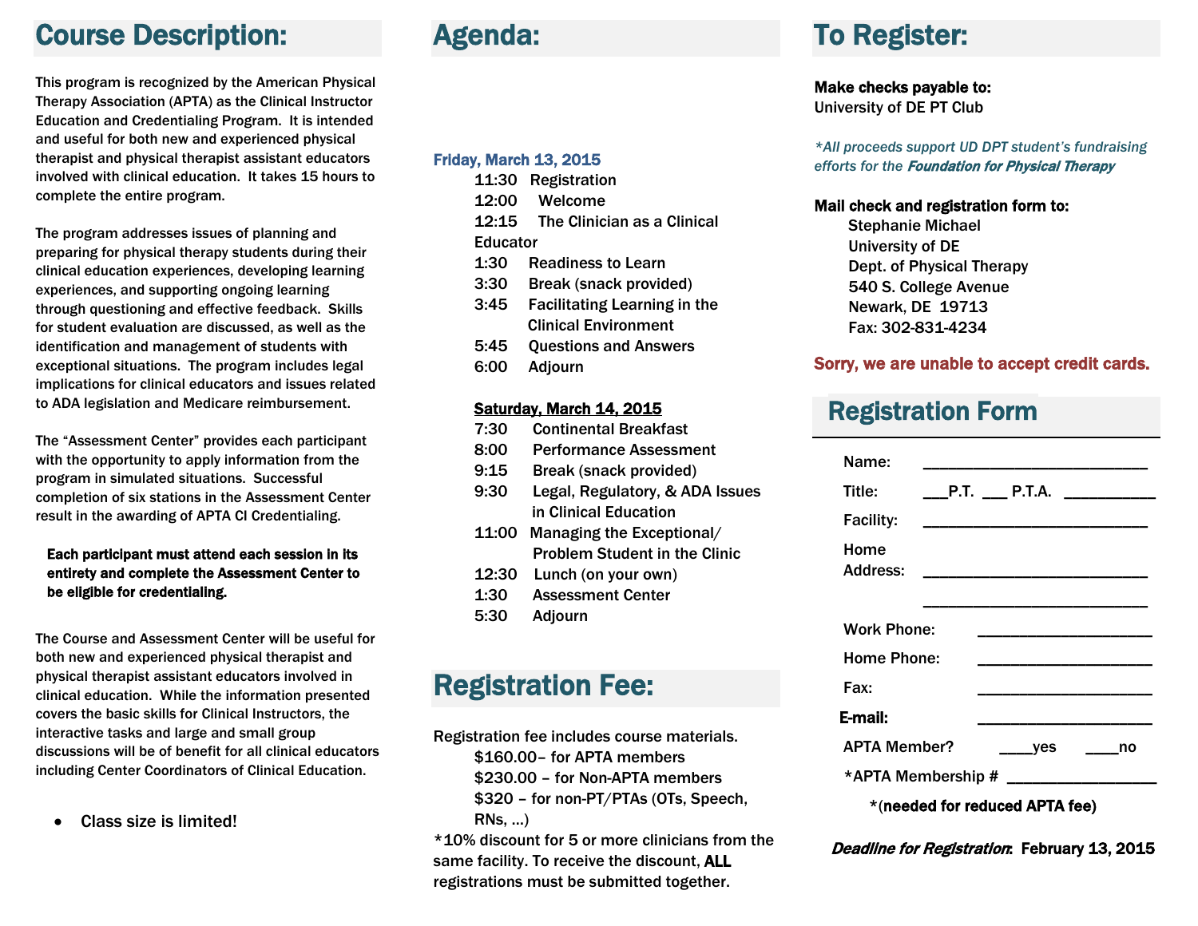# Course Description:

This program is recognized by the American Physical Therapy Association (APTA) as the Clinical Instructor Education and Credentialing Program. It is intended and useful for both new and experienced physical therapist and physical therapist assistant educators involved with clinical education. It takes 15 hours to complete the entire program.

The program addresses issues of planning and preparing for physical therapy students during their clinical education experiences, developing learning experiences, and supporting ongoing learning through questioning and effective feedback. Skills for student evaluation are discussed, as well as the identification and management of students with exceptional situations. The program includes legal implications for clinical educators and issues related to ADA legislation and Medicare reimbursement.

The "Assessment Center" provides each participant with the opportunity to apply information from the program in simulated situations. Successful completion of six stations in the Assessment Center result in the awarding of APTA CI Credentialing.

**Each participant must attend each session in its entirety and complete the Assessment Center to be eligible for credentialing.**

The Course and Assessment Center will be useful for both new and experienced physical therapist and physical therapist assistant educators involved in clinical education. While the information presented covers the basic skills for Clinical Instructors, the interactive tasks and large and small group discussions will be of benefit for all clinical educators including Center Coordinators of Clinical Education.

- Class size is limited!

# Agenda:

**Friday, March 13, 2015**

11:30 Registration
12:00 Welcome
12:15 The Clinician as a Clinical Educator
1:30 Readiness to Learn
3:30 Break (snack provided)
3:45 Facilitating Learning in the Clinical Environment
5:45 Questions and Answers
6:00 Adjourn

**Saturday, March 14, 2015**

7:30 Continental Breakfast
8:00 Performance Assessment
9:15 Break (snack provided)
9:30 Legal, Regulatory, & ADA Issues in Clinical Education
11:00 Managing the Exceptional/ Problem Student in the Clinic
12:30 Lunch (on your own)
1:30 Assessment Center
5:30 Adjourn

# Registration Fee:

Registration fee includes course materials.

$160.00– for APTA members
$230.00 – for Non-APTA members
$320 – for non-PT/PTAs (OTs, Speech, RNs, …)

*10% discount for 5 or more clinicians from the same facility. To receive the discount, **ALL** registrations must be submitted together.

# To Register:

**Make checks payable to:**
University of DE PT Club

*\*All proceeds support UD DPT student's fundraising efforts for the **Foundation for Physical Therapy***

**Mail check and registration form to:**

Stephanie Michael
University of DE
Dept. of Physical Therapy
540 S. College Avenue
Newark, DE 19713
Fax: 302-831-4234

**Sorry, we are unable to accept credit cards.**

# Registration Form

Name: ____________________________

Title: ___P.T. ___ P.T.A. ___________

Facility: ____________________________

Home Address: ____________________________

____________________________

Work Phone: ____________________

Home Phone: ____________________

Fax: ____________________

**E-mail:** ____________________

APTA Member? ____yes ____no

*APTA Membership # __________________

*(**needed for reduced APTA fee)**

***Deadline for Registration*: February 13, 2015**